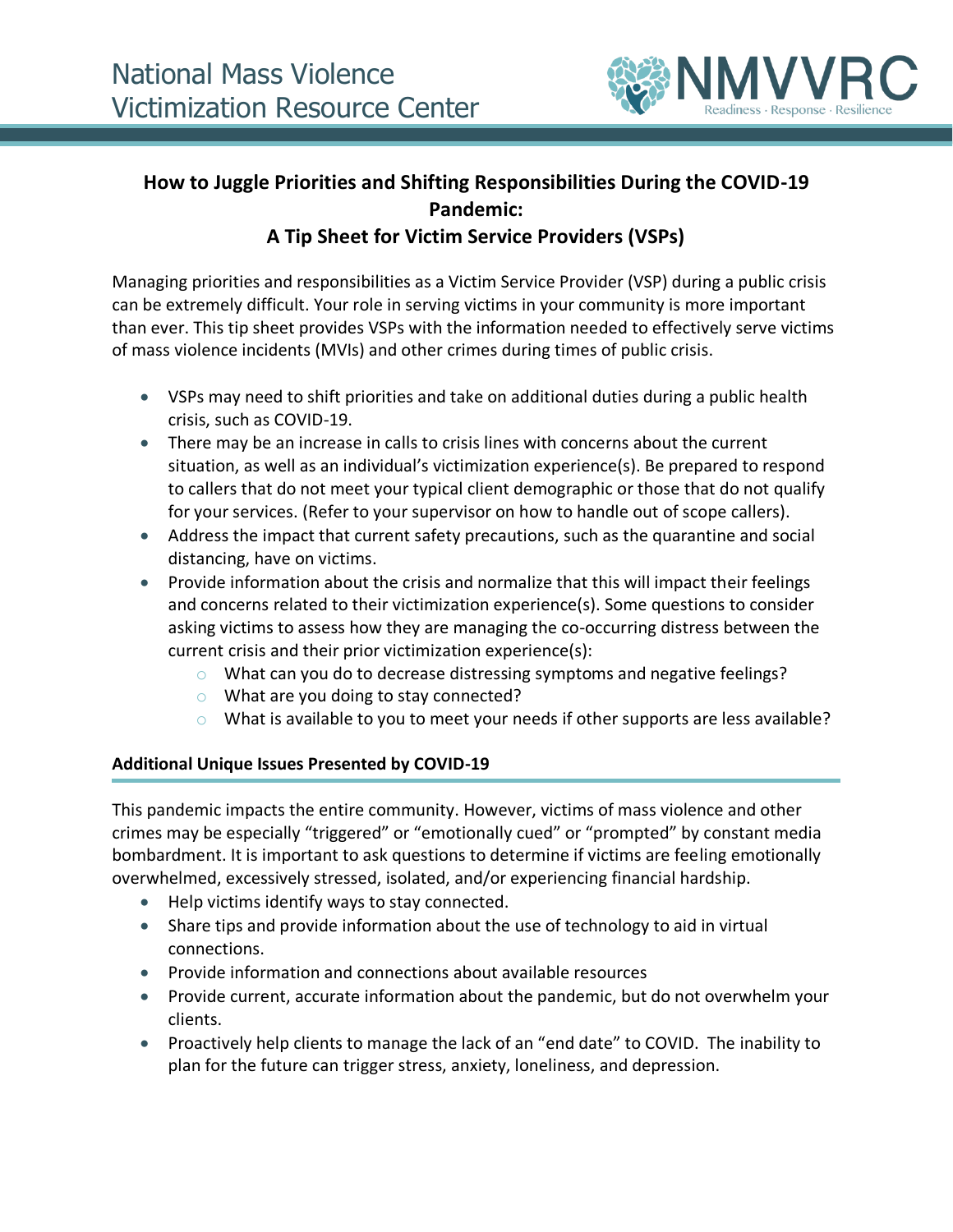National Mass Violence Victimization Resource Center

NMVVRC Readiness · Response · Resilience

# How to Juggle Priorities and Shifting Responsibilities During the COVID-19 Pandemic: A Tip Sheet for Victim Service Providers (VSPs)

Managing priorities and responsibilities as a Victim Service Provider (VSP) during a public crisis can be extremely difficult. Your role in serving victims in your community is more important than ever. This tip sheet provides VSPs with the information needed to effectively serve victims of mass violence incidents (MVIs) and other crimes during times of public crisis.

- VSPs may need to shift priorities and take on additional duties during a public health crisis, such as COVID-19.
- There may be an increase in calls to crisis lines with concerns about the current situation, as well as an individual's victimization experience(s). Be prepared to respond to callers that do not meet your typical client demographic or those that do not qualify for your services. (Refer to your supervisor on how to handle out of scope callers).
- Address the impact that current safety precautions, such as the quarantine and social distancing, have on victims.
- Provide information about the crisis and normalize that this will impact their feelings and concerns related to their victimization experience(s). Some questions to consider asking victims to assess how they are managing the co-occurring distress between the current crisis and their prior victimization experience(s):
  - What can you do to decrease distressing symptoms and negative feelings?
  - What are you doing to stay connected?
  - What is available to you to meet your needs if other supports are less available?

## Additional Unique Issues Presented by COVID-19

This pandemic impacts the entire community. However, victims of mass violence and other crimes may be especially "triggered" or "emotionally cued" or "prompted" by constant media bombardment. It is important to ask questions to determine if victims are feeling emotionally overwhelmed, excessively stressed, isolated, and/or experiencing financial hardship.

- Help victims identify ways to stay connected.
- Share tips and provide information about the use of technology to aid in virtual connections.
- Provide information and connections about available resources
- Provide current, accurate information about the pandemic, but do not overwhelm your clients.
- Proactively help clients to manage the lack of an "end date" to COVID. The inability to plan for the future can trigger stress, anxiety, loneliness, and depression.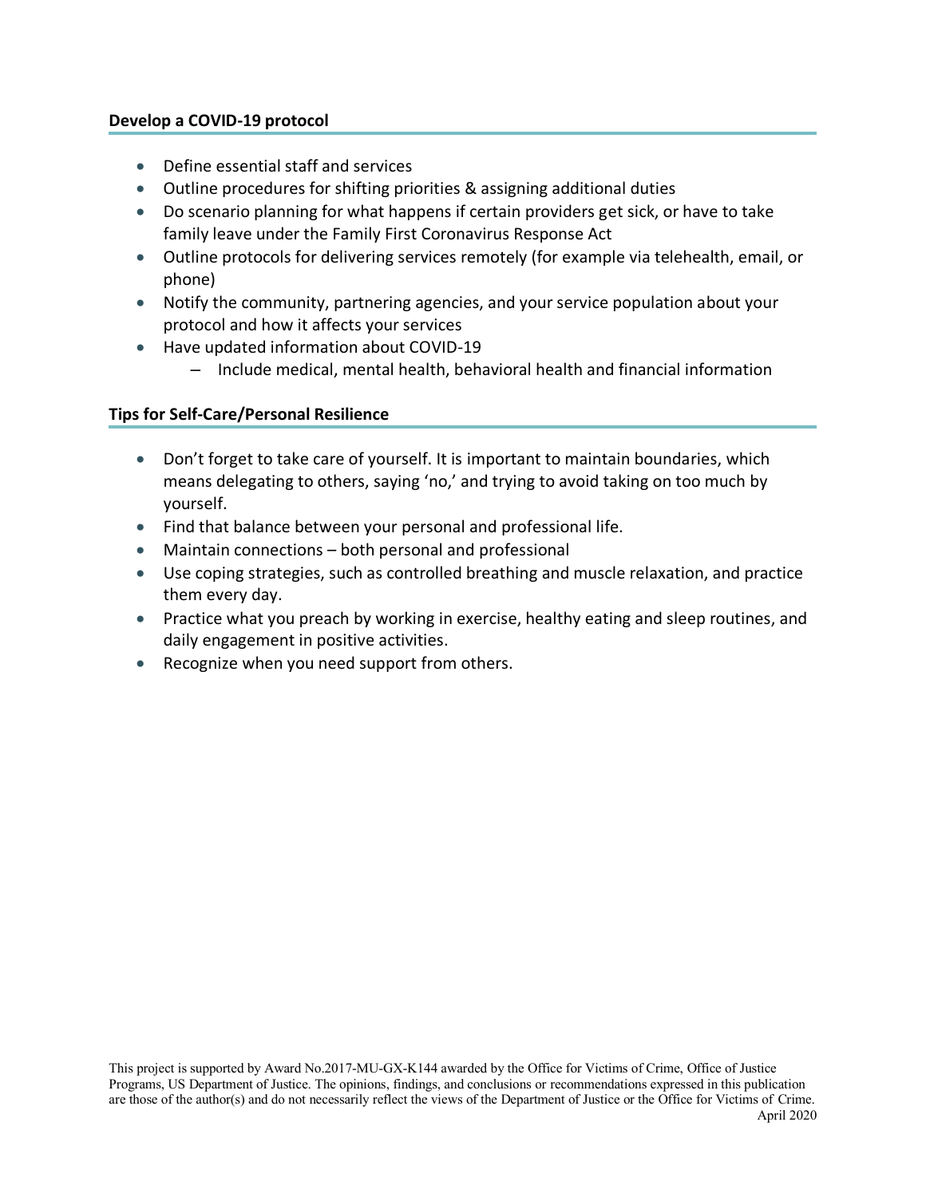### Develop a COVID-19 protocol

- Define essential staff and services
- Outline procedures for shifting priorities & assigning additional duties
- Do scenario planning for what happens if certain providers get sick, or have to take family leave under the Family First Coronavirus Response Act
- Outline protocols for delivering services remotely (for example via telehealth, email, or phone)
- Notify the community, partnering agencies, and your service population about your protocol and how it affects your services
- Have updated information about COVID-19
  - Include medical, mental health, behavioral health and financial information

### Tips for Self-Care/Personal Resilience

- Don't forget to take care of yourself. It is important to maintain boundaries, which means delegating to others, saying 'no,' and trying to avoid taking on too much by yourself.
- Find that balance between your personal and professional life.
- Maintain connections – both personal and professional
- Use coping strategies, such as controlled breathing and muscle relaxation, and practice them every day.
- Practice what you preach by working in exercise, healthy eating and sleep routines, and daily engagement in positive activities.
- Recognize when you need support from others.

This project is supported by Award No.2017-MU-GX-K144 awarded by the Office for Victims of Crime, Office of Justice Programs, US Department of Justice. The opinions, findings, and conclusions or recommendations expressed in this publication are those of the author(s) and do not necessarily reflect the views of the Department of Justice or the Office for Victims of Crime.

April 2020